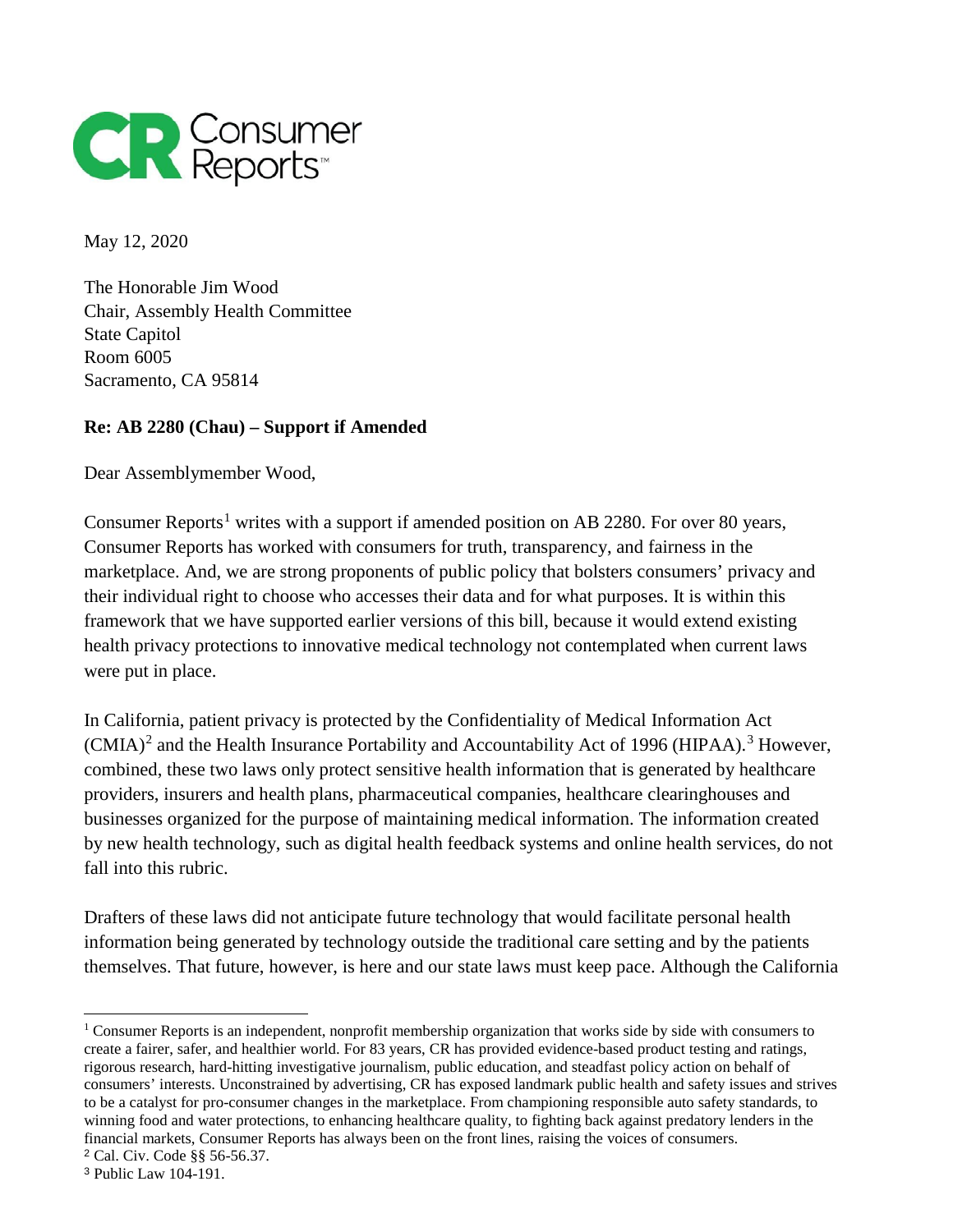May 12, 2020

The Honorable Jim Wood
Chair, Assembly Health Committee
State Capitol
Room 6005
Sacramento, CA 95814

**Re: AB 2280 (Chau) – Support if Amended**

Dear Assemblymember Wood,

Consumer Reports[1] writes with a support if amended position on AB 2280. For over 80 years, Consumer Reports has worked with consumers for truth, transparency, and fairness in the marketplace. And, we are strong proponents of public policy that bolsters consumers' privacy and their individual right to choose who accesses their data and for what purposes. It is within this framework that we have supported earlier versions of this bill, because it would extend existing health privacy protections to innovative medical technology not contemplated when current laws were put in place.

In California, patient privacy is protected by the Confidentiality of Medical Information Act (CMIA)[2] and the Health Insurance Portability and Accountability Act of 1996 (HIPAA).[3] However, combined, these two laws only protect sensitive health information that is generated by healthcare providers, insurers and health plans, pharmaceutical companies, healthcare clearinghouses and businesses organized for the purpose of maintaining medical information. The information created by new health technology, such as digital health feedback systems and online health services, do not fall into this rubric.

Drafters of these laws did not anticipate future technology that would facilitate personal health information being generated by technology outside the traditional care setting and by the patients themselves. That future, however, is here and our state laws must keep pace. Although the California

[1] Consumer Reports is an independent, nonprofit membership organization that works side by side with consumers to create a fairer, safer, and healthier world. For 83 years, CR has provided evidence-based product testing and ratings, rigorous research, hard-hitting investigative journalism, public education, and steadfast policy action on behalf of consumers' interests. Unconstrained by advertising, CR has exposed landmark public health and safety issues and strives to be a catalyst for pro-consumer changes in the marketplace. From championing responsible auto safety standards, to winning food and water protections, to enhancing healthcare quality, to fighting back against predatory lenders in the financial markets, Consumer Reports has always been on the front lines, raising the voices of consumers.

[2] Cal. Civ. Code §§ 56-56.37.

[3] Public Law 104-191.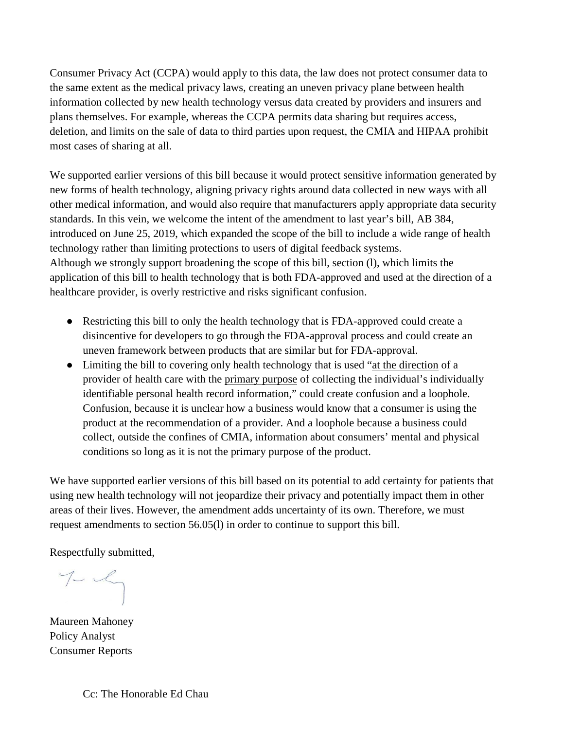Consumer Privacy Act (CCPA) would apply to this data, the law does not protect consumer data to the same extent as the medical privacy laws, creating an uneven privacy plane between health information collected by new health technology versus data created by providers and insurers and plans themselves. For example, whereas the CCPA permits data sharing but requires access, deletion, and limits on the sale of data to third parties upon request, the CMIA and HIPAA prohibit most cases of sharing at all.

We supported earlier versions of this bill because it would protect sensitive information generated by new forms of health technology, aligning privacy rights around data collected in new ways with all other medical information, and would also require that manufacturers apply appropriate data security standards. In this vein, we welcome the intent of the amendment to last year's bill, AB 384, introduced on June 25, 2019, which expanded the scope of the bill to include a wide range of health technology rather than limiting protections to users of digital feedback systems.
Although we strongly support broadening the scope of this bill, section (l), which limits the application of this bill to health technology that is both FDA-approved and used at the direction of a healthcare provider, is overly restrictive and risks significant confusion.

- Restricting this bill to only the health technology that is FDA-approved could create a disincentive for developers to go through the FDA-approval process and could create an uneven framework between products that are similar but for FDA-approval.
- Limiting the bill to covering only health technology that is used "at the direction of a provider of health care with the primary purpose of collecting the individual's individually identifiable personal health record information," could create confusion and a loophole. Confusion, because it is unclear how a business would know that a consumer is using the product at the recommendation of a provider. And a loophole because a business could collect, outside the confines of CMIA, information about consumers' mental and physical conditions so long as it is not the primary purpose of the product.

We have supported earlier versions of this bill based on its potential to add certainty for patients that using new health technology will not jeopardize their privacy and potentially impact them in other areas of their lives. However, the amendment adds uncertainty of its own. Therefore, we must request amendments to section 56.05(l) in order to continue to support this bill.

Respectfully submitted,

Maureen Mahoney
Policy Analyst
Consumer Reports

Cc: The Honorable Ed Chau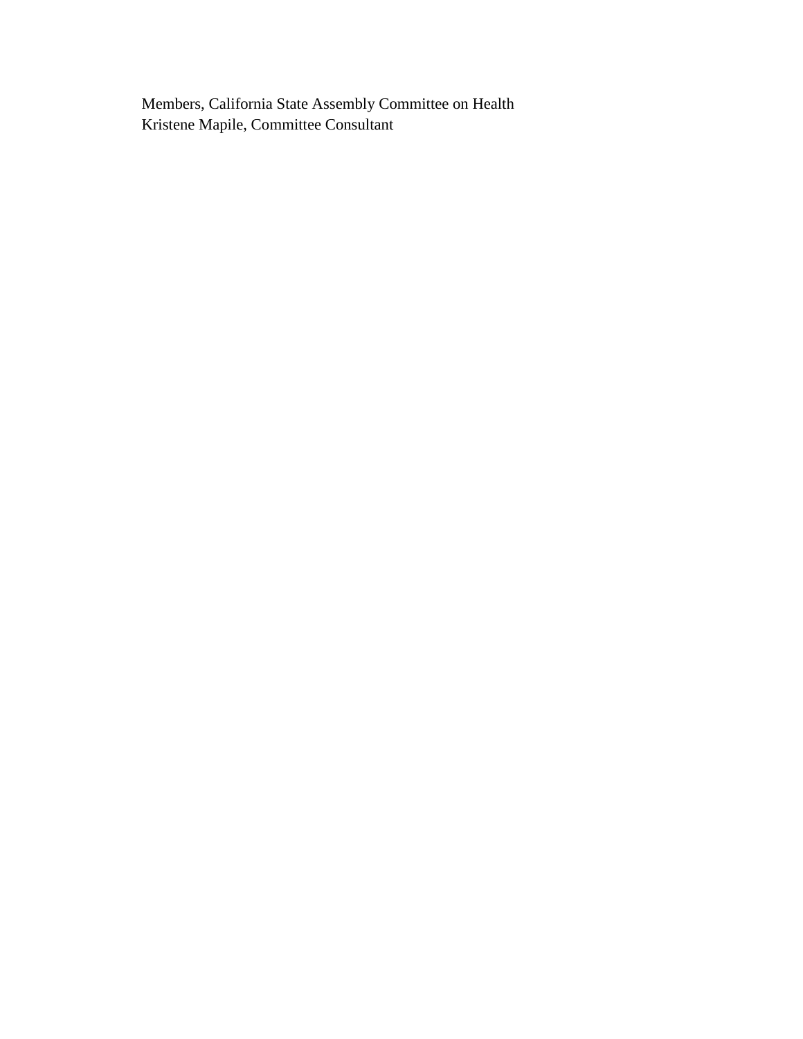Members, California State Assembly Committee on Health
Kristene Mapile, Committee Consultant